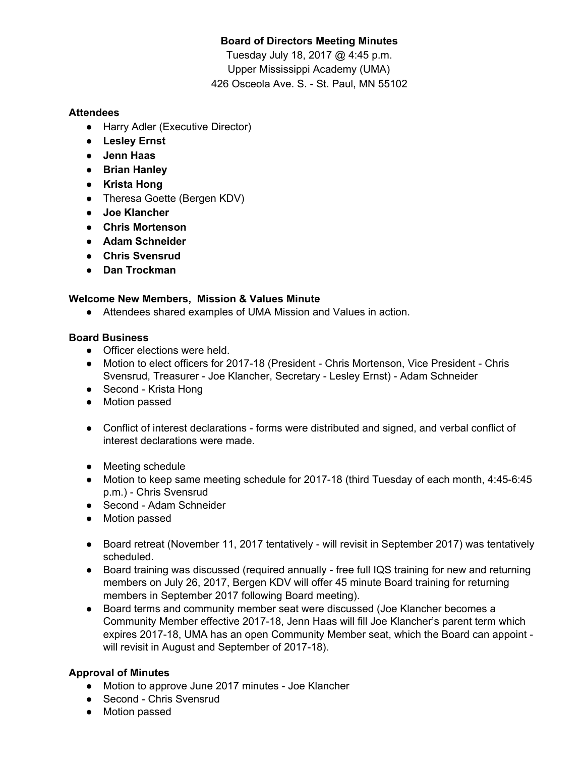**Board of Directors Meeting Minutes**

Tuesday July 18, 2017 @ 4:45 p.m.
Upper Mississippi Academy (UMA)
426 Osceola Ave. S. - St. Paul, MN 55102

**Attendees**

- Harry Adler (Executive Director)
- **Lesley Ernst**
- **Jenn Haas**
- **Brian Hanley**
- **Krista Hong**
- Theresa Goette (Bergen KDV)
- **Joe Klancher**
- **Chris Mortenson**
- **Adam Schneider**
- **Chris Svensrud**
- **Dan Trockman**

**Welcome New Members, Mission & Values Minute**

- Attendees shared examples of UMA Mission and Values in action.

**Board Business**

- Officer elections were held.
- Motion to elect officers for 2017-18 (President - Chris Mortenson, Vice President - Chris Svensrud, Treasurer - Joe Klancher, Secretary - Lesley Ernst) - Adam Schneider
- Second - Krista Hong
- Motion passed

- Conflict of interest declarations - forms were distributed and signed, and verbal conflict of interest declarations were made.

- Meeting schedule
- Motion to keep same meeting schedule for 2017-18 (third Tuesday of each month, 4:45-6:45 p.m.) - Chris Svensrud
- Second - Adam Schneider
- Motion passed

- Board retreat (November 11, 2017 tentatively - will revisit in September 2017) was tentatively scheduled.
- Board training was discussed (required annually - free full IQS training for new and returning members on July 26, 2017, Bergen KDV will offer 45 minute Board training for returning members in September 2017 following Board meeting).
- Board terms and community member seat were discussed (Joe Klancher becomes a Community Member effective 2017-18, Jenn Haas will fill Joe Klancher's parent term which expires 2017-18, UMA has an open Community Member seat, which the Board can appoint - will revisit in August and September of 2017-18).

**Approval of Minutes**

- Motion to approve June 2017 minutes - Joe Klancher
- Second - Chris Svensrud
- Motion passed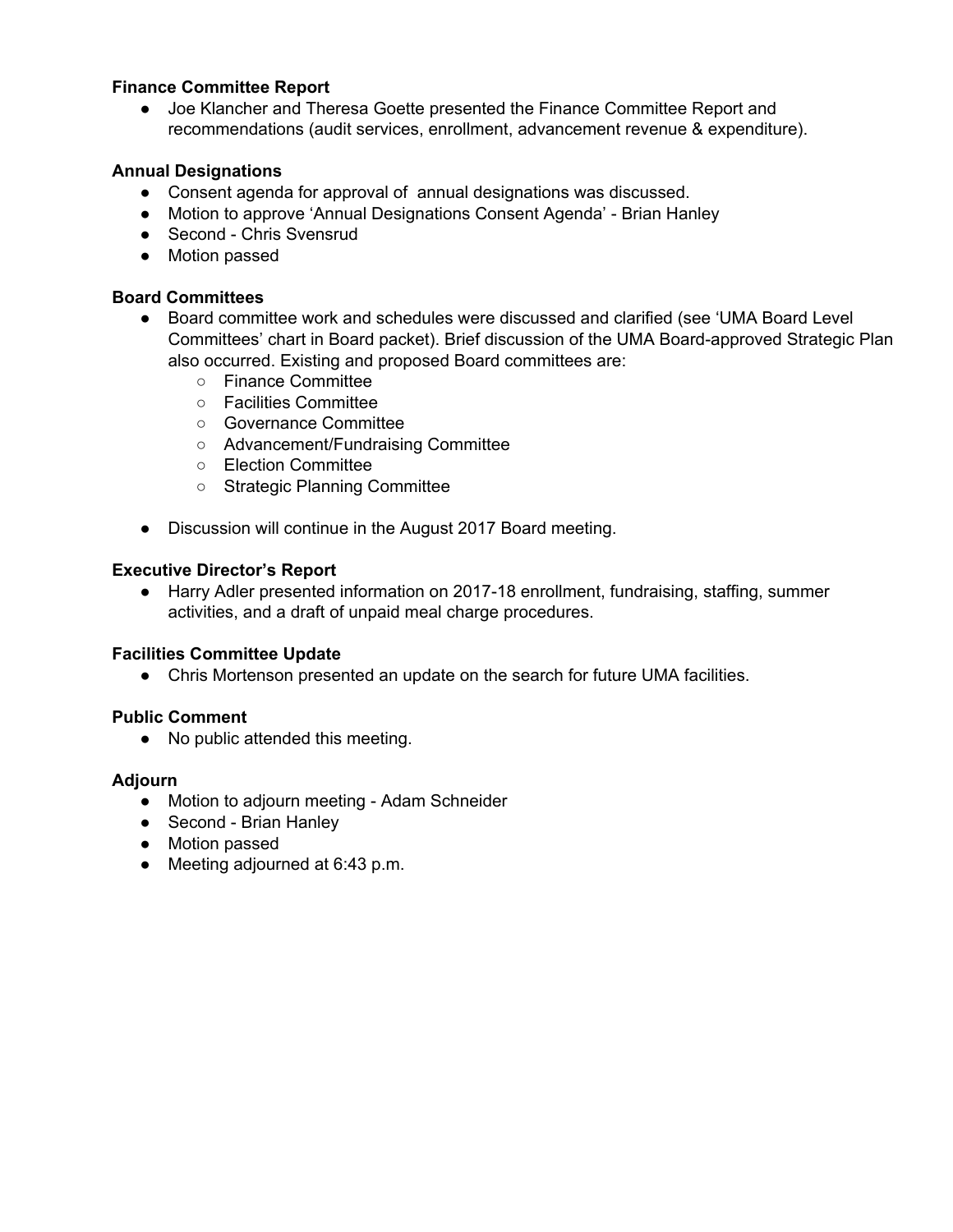**Finance Committee Report**

- Joe Klancher and Theresa Goette presented the Finance Committee Report and recommendations (audit services, enrollment, advancement revenue & expenditure).

**Annual Designations**

- Consent agenda for approval of annual designations was discussed.
- Motion to approve 'Annual Designations Consent Agenda' - Brian Hanley
- Second - Chris Svensrud
- Motion passed

**Board Committees**

- Board committee work and schedules were discussed and clarified (see 'UMA Board Level Committees' chart in Board packet). Brief discussion of the UMA Board-approved Strategic Plan also occurred. Existing and proposed Board committees are:
  - Finance Committee
  - Facilities Committee
  - Governance Committee
  - Advancement/Fundraising Committee
  - Election Committee
  - Strategic Planning Committee
- Discussion will continue in the August 2017 Board meeting.

**Executive Director's Report**

- Harry Adler presented information on 2017-18 enrollment, fundraising, staffing, summer activities, and a draft of unpaid meal charge procedures.

**Facilities Committee Update**

- Chris Mortenson presented an update on the search for future UMA facilities.

**Public Comment**

- No public attended this meeting.

**Adjourn**

- Motion to adjourn meeting - Adam Schneider
- Second - Brian Hanley
- Motion passed
- Meeting adjourned at 6:43 p.m.